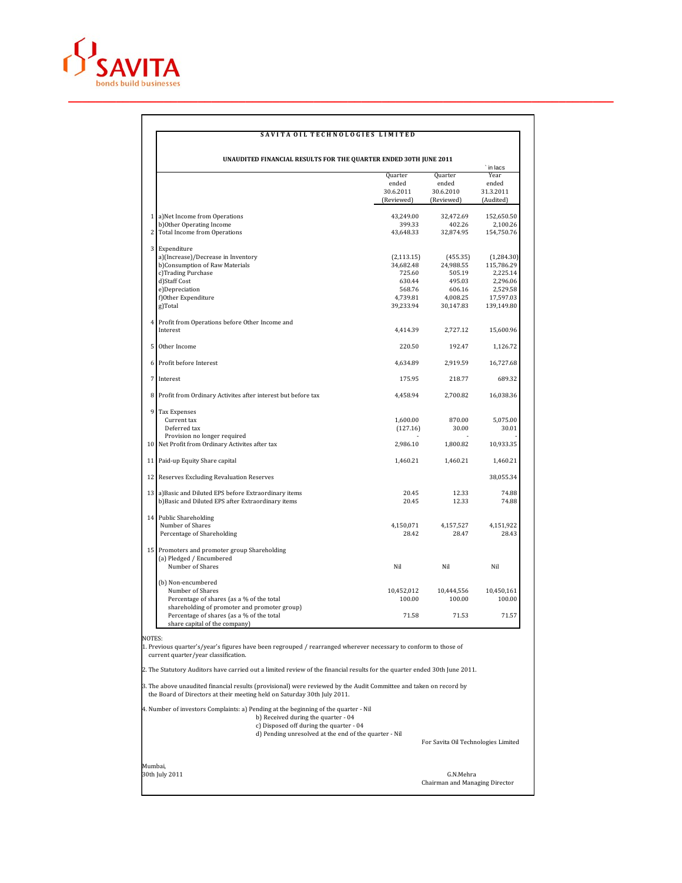SAVITA
bonds build businesses

# SAVITA OIL TECHNOLOGIES LIMITED

## UNAUDITED FINANCIAL RESULTS FOR THE QUARTER ENDED 30TH JUNE 2011

` in lacs

| | | Quarter ended 30.6.2011 (Reviewed) | Quarter ended 30.6.2010 (Reviewed) | Year ended 31.3.2011 (Audited) |
|---|---|---|---|---|
| 1 | a)Net Income from Operations | 43,249.00 | 32,472.69 | 152,650.50 |
| | b)Other Operating Income | 399.33 | 402.26 | 2,100.26 |
| 2 | Total Income from Operations | 43,648.33 | 32,874.95 | 154,750.76 |
| 3 | Expenditure | | | |
| | a)(Increase)/Decrease in Inventory | (2,113.15) | (455.35) | (1,284.30) |
| | b)Consumption of Raw Materials | 34,682.48 | 24,988.55 | 115,786.29 |
| | c)Trading Purchase | 725.60 | 505.19 | 2,225.14 |
| | d)Staff Cost | 630.44 | 495.03 | 2,296.06 |
| | e)Depreciation | 568.76 | 606.16 | 2,529.58 |
| | f)Other Expenditure | 4,739.81 | 4,008.25 | 17,597.03 |
| | g)Total | 39,233.94 | 30,147.83 | 139,149.80 |
| 4 | Profit from Operations before Other Income and Interest | 4,414.39 | 2,727.12 | 15,600.96 |
| 5 | Other Income | 220.50 | 192.47 | 1,126.72 |
| 6 | Profit before Interest | 4,634.89 | 2,919.59 | 16,727.68 |
| 7 | Interest | 175.95 | 218.77 | 689.32 |
| 8 | Profit from Ordinary Activites after interest but before tax | 4,458.94 | 2,700.82 | 16,038.36 |
| 9 | Tax Expenses | | | |
| | Current tax | 1,600.00 | 870.00 | 5,075.00 |
| | Deferred tax | (127.16) | 30.00 | 30.01 |
| | Provision no longer required | - | - | - |
| 10 | Net Profit from Ordinary Activites after tax | 2,986.10 | 1,800.82 | 10,933.35 |
| 11 | Paid-up Equity Share capital | 1,460.21 | 1,460.21 | 1,460.21 |
| 12 | Reserves Excluding Revaluation Reserves | | | 38,055.34 |
| 13 | a)Basic and Diluted EPS before Extraordinary items | 20.45 | 12.33 | 74.88 |
| | b)Basic and Diluted EPS after Extraordinary items | 20.45 | 12.33 | 74.88 |
| 14 | Public Shareholding | | | |
| | Number of Shares | 4,150,071 | 4,157,527 | 4,151,922 |
| | Percentage of Shareholding | 28.42 | 28.47 | 28.43 |
| 15 | Promoters and promoter group Shareholding | | | |
| | (a) Pledged / Encumbered | | | |
| | Number of Shares | Nil | Nil | Nil |
| | (b) Non-encumbered | | | |
| | Number of Shares | 10,452,012 | 10,444,556 | 10,450,161 |
| | Percentage of shares (as a % of the total shareholding of promoter and promoter group) | 100.00 | 100.00 | 100.00 |
| | Percentage of shares (as a % of the total share capital of the company) | 71.58 | 71.53 | 71.57 |

NOTES:

1. Previous quarter's/year's figures have been regrouped / rearranged wherever necessary to conform to those of current quarter/year classification.

2. The Statutory Auditors have carried out a limited review of the financial results for the quarter ended 30th June 2011.

3. The above unaudited financial results (provisional) were reviewed by the Audit Committee and taken on record by the Board of Directors at their meeting held on Saturday 30th July 2011.

4. Number of investors Complaints: a) Pending at the beginning of the quarter - Nil
   b) Received during the quarter - 04
   c) Disposed off during the quarter - 04
   d) Pending unresolved at the end of the quarter - Nil

For Savita Oil Technologies Limited

Mumbai,
30th July 2011

G.N.Mehra
Chairman and Managing Director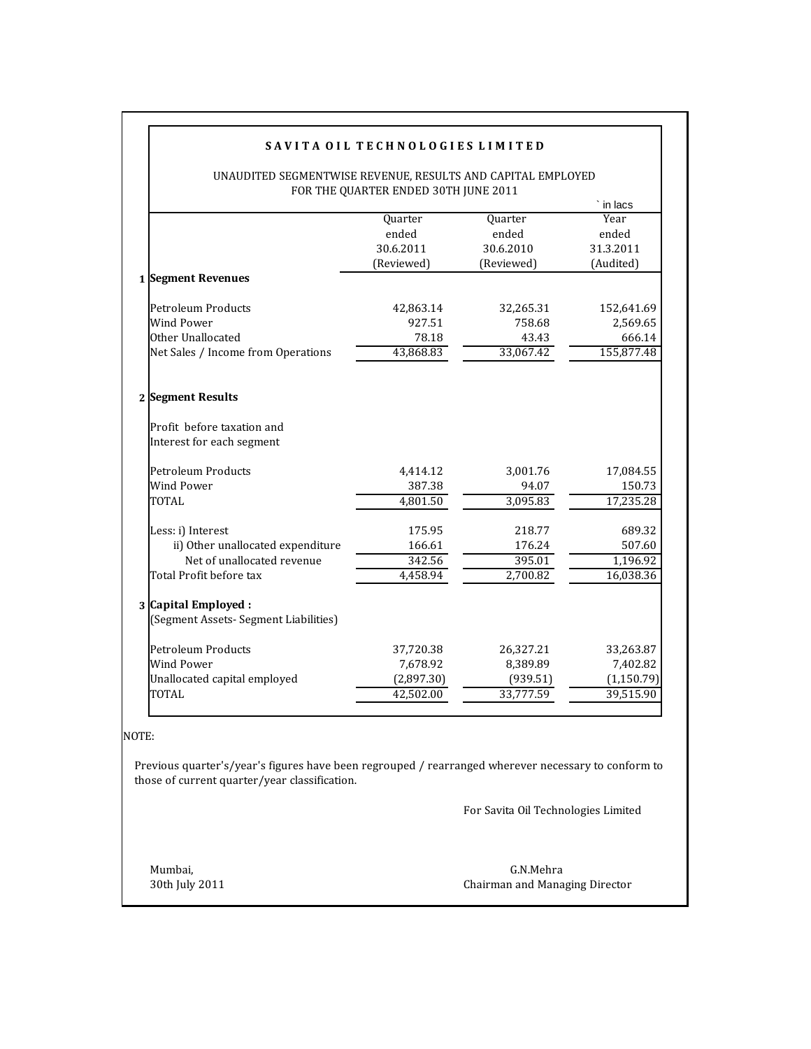**S A V I T A O I L T E C H N O L O G I E S L I M I T E D**

UNAUDITED SEGMENTWISE REVENUE, RESULTS AND CAPITAL EMPLOYED
FOR THE QUARTER ENDED 30TH JUNE 2011

` in lacs

| | | Quarter ended 30.6.2011 (Reviewed) | Quarter ended 30.6.2010 (Reviewed) | Year ended 31.3.2011 (Audited) |
|---|---|---|---|---|
| 1 | **Segment Revenues** | | | |
| | Petroleum Products | 42,863.14 | 32,265.31 | 152,641.69 |
| | Wind Power | 927.51 | 758.68 | 2,569.65 |
| | Other Unallocated | 78.18 | 43.43 | 666.14 |
| | Net Sales / Income from Operations | 43,868.83 | 33,067.42 | 155,877.48 |
| 2 | **Segment Results** | | | |
| | Profit before taxation and Interest for each segment | | | |
| | Petroleum Products | 4,414.12 | 3,001.76 | 17,084.55 |
| | Wind Power | 387.38 | 94.07 | 150.73 |
| | TOTAL | 4,801.50 | 3,095.83 | 17,235.28 |
| | Less: i) Interest | 175.95 | 218.77 | 689.32 |
| | ii) Other unallocated expenditure | 166.61 | 176.24 | 507.60 |
| | Net of unallocated revenue | 342.56 | 395.01 | 1,196.92 |
| | Total Profit before tax | 4,458.94 | 2,700.82 | 16,038.36 |
| 3 | **Capital Employed :** (Segment Assets- Segment Liabilities) | | | |
| | Petroleum Products | 37,720.38 | 26,327.21 | 33,263.87 |
| | Wind Power | 7,678.92 | 8,389.89 | 7,402.82 |
| | Unallocated capital employed | (2,897.30) | (939.51) | (1,150.79) |
| | TOTAL | 42,502.00 | 33,777.59 | 39,515.90 |

NOTE:

Previous quarter's/year's figures have been regrouped / rearranged wherever necessary to conform to those of current quarter/year classification.

For Savita Oil Technologies Limited

G.N.Mehra
Chairman and Managing Director

Mumbai,
30th July 2011